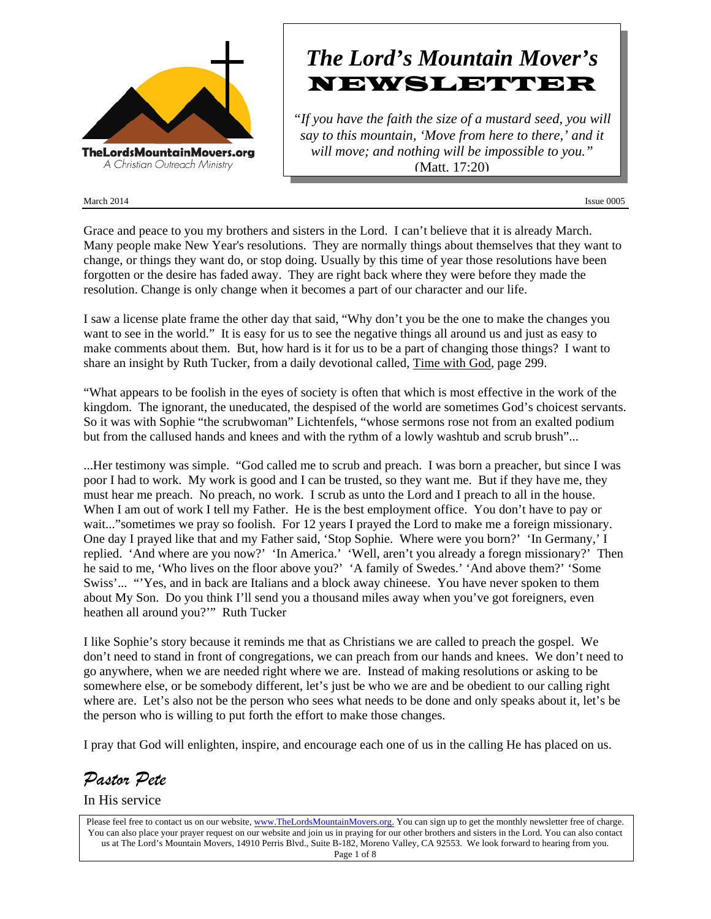TheLordsMountainMovers.org
A Christian Outreach Ministry

# *The Lord's Mountain Mover's* NEWSLETTER

*"If you have the faith the size of a mustard seed, you will say to this mountain, 'Move from here to there,' and it will move; and nothing will be impossible to you."* (Matt. 17:20)

March 2014 Issue 0005

Grace and peace to you my brothers and sisters in the Lord. I can't believe that it is already March. Many people make New Year's resolutions. They are normally things about themselves that they want to change, or things they want do, or stop doing. Usually by this time of year those resolutions have been forgotten or the desire has faded away. They are right back where they were before they made the resolution. Change is only change when it becomes a part of our character and our life.

I saw a license plate frame the other day that said, "Why don't you be the one to make the changes you want to see in the world." It is easy for us to see the negative things all around us and just as easy to make comments about them. But, how hard is it for us to be a part of changing those things? I want to share an insight by Ruth Tucker, from a daily devotional called, <u>Time with God</u>, page 299.

"What appears to be foolish in the eyes of society is often that which is most effective in the work of the kingdom. The ignorant, the uneducated, the despised of the world are sometimes God's choicest servants. So it was with Sophie "the scrubwoman" Lichtenfels, "whose sermons rose not from an exalted podium but from the callused hands and knees and with the rythm of a lowly washtub and scrub brush"...

...Her testimony was simple. "God called me to scrub and preach. I was born a preacher, but since I was poor I had to work. My work is good and I can be trusted, so they want me. But if they have me, they must hear me preach. No preach, no work. I scrub as unto the Lord and I preach to all in the house. When I am out of work I tell my Father. He is the best employment office. You don't have to pay or wait..."sometimes we pray so foolish. For 12 years I prayed the Lord to make me a foreign missionary. One day I prayed like that and my Father said, 'Stop Sophie. Where were you born?' 'In Germany,' I replied. 'And where are you now?' 'In America.' 'Well, aren't you already a foregn missionary?' Then he said to me, 'Who lives on the floor above you?' 'A family of Swedes.' 'And above them?' 'Some Swiss'... "'Yes, and in back are Italians and a block away chineese. You have never spoken to them about My Son. Do you think I'll send you a thousand miles away when you've got foreigners, even heathen all around you?'" Ruth Tucker

I like Sophie's story because it reminds me that as Christians we are called to preach the gospel. We don't need to stand in front of congregations, we can preach from our hands and knees. We don't need to go anywhere, when we are needed right where we are. Instead of making resolutions or asking to be somewhere else, or be somebody different, let's just be who we are and be obedient to our calling right where are. Let's also not be the person who sees what needs to be done and only speaks about it, let's be the person who is willing to put forth the effort to make those changes.

I pray that God will enlighten, inspire, and encourage each one of us in the calling He has placed on us.

*Pastor Pete*

In His service

Please feel free to contact us on our website, www.TheLordsMountainMovers.org. You can sign up to get the monthly newsletter free of charge. You can also place your prayer request on our website and join us in praying for our other brothers and sisters in the Lord. You can also contact us at The Lord's Mountain Movers, 14910 Perris Blvd., Suite B-182, Moreno Valley, CA 92553. We look forward to hearing from you.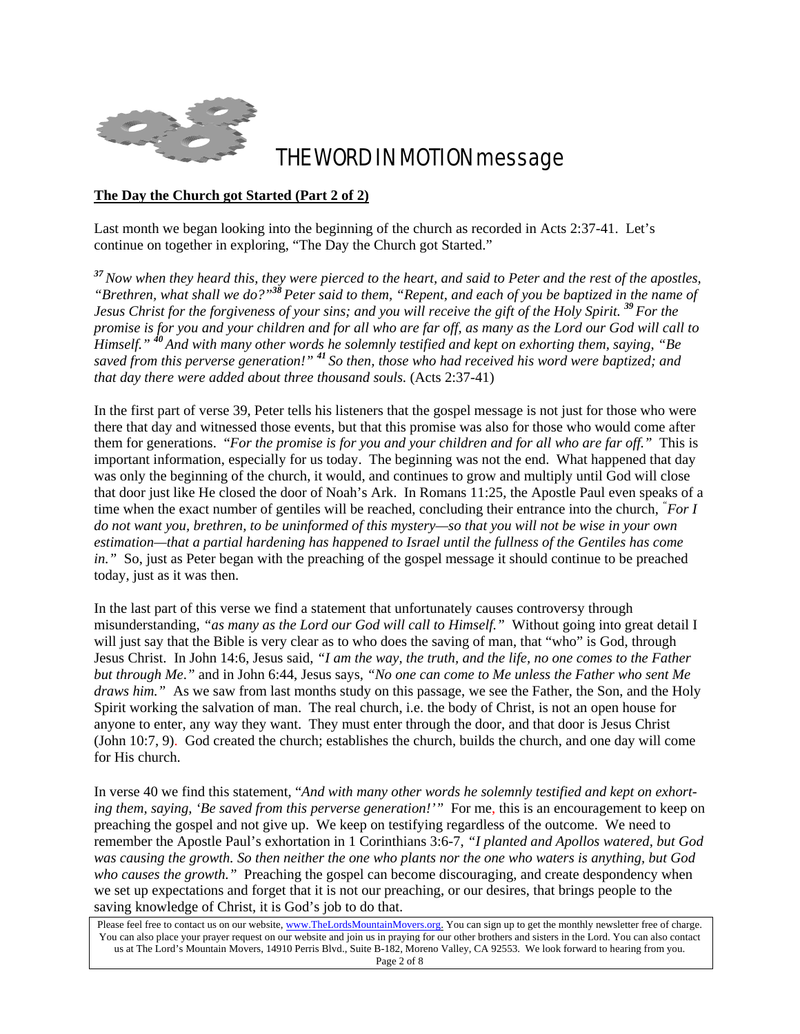# THE WORD IN MOTION message

**The Day the Church got Started (Part 2 of 2)**

Last month we began looking into the beginning of the church as recorded in Acts 2:37-41. Let's continue on together in exploring, "The Day the Church got Started."

*[37] Now when they heard this, they were pierced to the heart, and said to Peter and the rest of the apostles, "Brethren, what shall we do?"[38] Peter said to them, "Repent, and each of you be baptized in the name of Jesus Christ for the forgiveness of your sins; and you will receive the gift of the Holy Spirit. [39] For the promise is for you and your children and for all who are far off, as many as the Lord our God will call to Himself." [40] And with many other words he solemnly testified and kept on exhorting them, saying, "Be saved from this perverse generation!" [41] So then, those who had received his word were baptized; and that day there were added about three thousand souls.* (Acts 2:37-41)

In the first part of verse 39, Peter tells his listeners that the gospel message is not just for those who were there that day and witnessed those events, but that this promise was also for those who would come after them for generations. "*For the promise is for you and your children and for all who are far off."* This is important information, especially for us today. The beginning was not the end. What happened that day was only the beginning of the church, it would, and continues to grow and multiply until God will close that door just like He closed the door of Noah's Ark. In Romans 11:25, the Apostle Paul even speaks of a time when the exact number of gentiles will be reached, concluding their entrance into the church, *"For I do not want you, brethren, to be uninformed of this mystery—so that you will not be wise in your own estimation—that a partial hardening has happened to Israel until the fullness of the Gentiles has come in."* So, just as Peter began with the preaching of the gospel message it should continue to be preached today, just as it was then.

In the last part of this verse we find a statement that unfortunately causes controversy through misunderstanding, *"as many as the Lord our God will call to Himself."* Without going into great detail I will just say that the Bible is very clear as to who does the saving of man, that "who" is God, through Jesus Christ. In John 14:6, Jesus said, *"I am the way, the truth, and the life, no one comes to the Father but through Me."* and in John 6:44, Jesus says, *"No one can come to Me unless the Father who sent Me draws him."* As we saw from last months study on this passage, we see the Father, the Son, and the Holy Spirit working the salvation of man. The real church, i.e. the body of Christ, is not an open house for anyone to enter, any way they want. They must enter through the door, and that door is Jesus Christ (John 10:7, 9). God created the church; establishes the church, builds the church, and one day will come for His church.

In verse 40 we find this statement, "*And with many other words he solemnly testified and kept on exhorting them, saying, 'Be saved from this perverse generation!'"* For me, this is an encouragement to keep on preaching the gospel and not give up. We keep on testifying regardless of the outcome. We need to remember the Apostle Paul's exhortation in 1 Corinthians 3:6-7, *"I planted and Apollos watered, but God was causing the growth. So then neither the one who plants nor the one who waters is anything, but God who causes the growth."* Preaching the gospel can become discouraging, and create despondency when we set up expectations and forget that it is not our preaching, or our desires, that brings people to the saving knowledge of Christ, it is God's job to do that.

Please feel free to contact us on our website, www.TheLordsMountainMovers.org. You can sign up to get the monthly newsletter free of charge. You can also place your prayer request on our website and join us in praying for our other brothers and sisters in the Lord. You can also contact us at The Lord's Mountain Movers, 14910 Perris Blvd., Suite B-182, Moreno Valley, CA 92553. We look forward to hearing from you.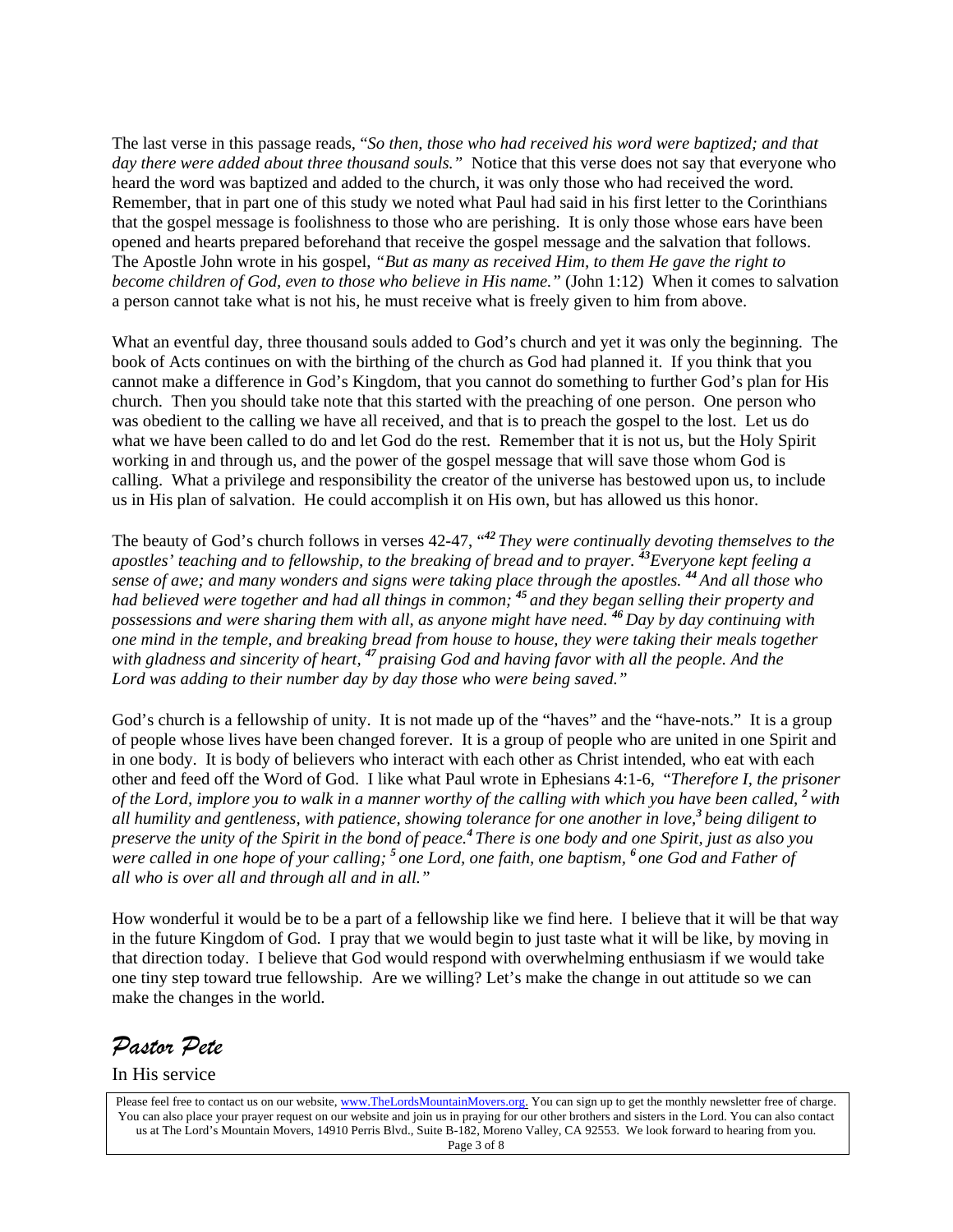The last verse in this passage reads, "*So then, those who had received his word were baptized; and that day there were added about three thousand souls."* Notice that this verse does not say that everyone who heard the word was baptized and added to the church, it was only those who had received the word. Remember, that in part one of this study we noted what Paul had said in his first letter to the Corinthians that the gospel message is foolishness to those who are perishing. It is only those whose ears have been opened and hearts prepared beforehand that receive the gospel message and the salvation that follows. The Apostle John wrote in his gospel, *"But as many as received Him, to them He gave the right to become children of God, even to those who believe in His name."* (John 1:12) When it comes to salvation a person cannot take what is not his, he must receive what is freely given to him from above.

What an eventful day, three thousand souls added to God's church and yet it was only the beginning. The book of Acts continues on with the birthing of the church as God had planned it. If you think that you cannot make a difference in God's Kingdom, that you cannot do something to further God's plan for His church. Then you should take note that this started with the preaching of one person. One person who was obedient to the calling we have all received, and that is to preach the gospel to the lost. Let us do what we have been called to do and let God do the rest. Remember that it is not us, but the Holy Spirit working in and through us, and the power of the gospel message that will save those whom God is calling. What a privilege and responsibility the creator of the universe has bestowed upon us, to include us in His plan of salvation. He could accomplish it on His own, but has allowed us this honor.

The beauty of God's church follows in verses 42-47, "***42*** *They were continually devoting themselves to the apostles' teaching and to fellowship, to the breaking of bread and to prayer.* ***43*** *Everyone kept feeling a sense of awe; and many wonders and signs were taking place through the apostles.* ***44*** *And all those who had believed were together and had all things in common;* ***45*** *and they began selling their property and possessions and were sharing them with all, as anyone might have need.* ***46*** *Day by day continuing with one mind in the temple, and breaking bread from house to house, they were taking their meals together with gladness and sincerity of heart,* ***47*** *praising God and having favor with all the people. And the Lord was adding to their number day by day those who were being saved."*

God's church is a fellowship of unity. It is not made up of the "haves" and the "have-nots." It is a group of people whose lives have been changed forever. It is a group of people who are united in one Spirit and in one body. It is body of believers who interact with each other as Christ intended, who eat with each other and feed off the Word of God. I like what Paul wrote in Ephesians 4:1-6, "*Therefore I, the prisoner of the Lord, implore you to walk in a manner worthy of the calling with which you have been called,* ***2*** *with all humility and gentleness, with patience, showing tolerance for one another in love,* ***3*** *being diligent to preserve the unity of the Spirit in the bond of peace.* ***4*** *There is one body and one Spirit, just as also you were called in one hope of your calling;* ***5*** *one Lord, one faith, one baptism,* ***6*** *one God and Father of all who is over all and through all and in all."*

How wonderful it would be to be a part of a fellowship like we find here. I believe that it will be that way in the future Kingdom of God. I pray that we would begin to just taste what it will be like, by moving in that direction today. I believe that God would respond with overwhelming enthusiasm if we would take one tiny step toward true fellowship. Are we willing? Let's make the change in out attitude so we can make the changes in the world.

*Pastor Pete*

In His service

Please feel free to contact us on our website, www.TheLordsMountainMovers.org. You can sign up to get the monthly newsletter free of charge. You can also place your prayer request on our website and join us in praying for our other brothers and sisters in the Lord. You can also contact us at The Lord's Mountain Movers, 14910 Perris Blvd., Suite B-182, Moreno Valley, CA 92553. We look forward to hearing from you.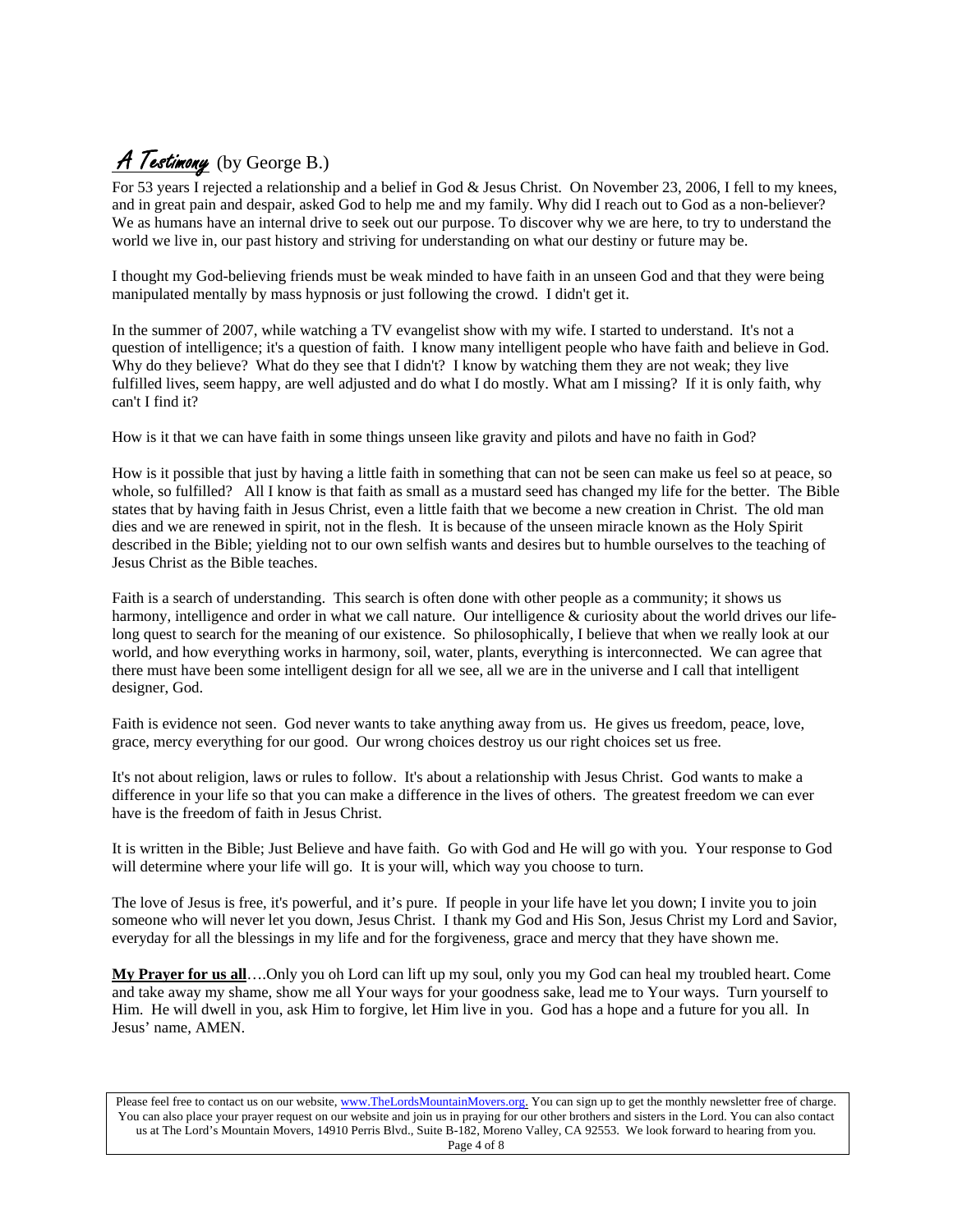## *A Testimony* (by George B.)

For 53 years I rejected a relationship and a belief in God & Jesus Christ. On November 23, 2006, I fell to my knees, and in great pain and despair, asked God to help me and my family. Why did I reach out to God as a non-believer? We as humans have an internal drive to seek out our purpose. To discover why we are here, to try to understand the world we live in, our past history and striving for understanding on what our destiny or future may be.

I thought my God-believing friends must be weak minded to have faith in an unseen God and that they were being manipulated mentally by mass hypnosis or just following the crowd. I didn't get it.

In the summer of 2007, while watching a TV evangelist show with my wife. I started to understand. It's not a question of intelligence; it's a question of faith. I know many intelligent people who have faith and believe in God. Why do they believe? What do they see that I didn't? I know by watching them they are not weak; they live fulfilled lives, seem happy, are well adjusted and do what I do mostly. What am I missing? If it is only faith, why can't I find it?

How is it that we can have faith in some things unseen like gravity and pilots and have no faith in God?

How is it possible that just by having a little faith in something that can not be seen can make us feel so at peace, so whole, so fulfilled? All I know is that faith as small as a mustard seed has changed my life for the better. The Bible states that by having faith in Jesus Christ, even a little faith that we become a new creation in Christ. The old man dies and we are renewed in spirit, not in the flesh. It is because of the unseen miracle known as the Holy Spirit described in the Bible; yielding not to our own selfish wants and desires but to humble ourselves to the teaching of Jesus Christ as the Bible teaches.

Faith is a search of understanding. This search is often done with other people as a community; it shows us harmony, intelligence and order in what we call nature. Our intelligence & curiosity about the world drives our life-long quest to search for the meaning of our existence. So philosophically, I believe that when we really look at our world, and how everything works in harmony, soil, water, plants, everything is interconnected. We can agree that there must have been some intelligent design for all we see, all we are in the universe and I call that intelligent designer, God.

Faith is evidence not seen. God never wants to take anything away from us. He gives us freedom, peace, love, grace, mercy everything for our good. Our wrong choices destroy us our right choices set us free.

It's not about religion, laws or rules to follow. It's about a relationship with Jesus Christ. God wants to make a difference in your life so that you can make a difference in the lives of others. The greatest freedom we can ever have is the freedom of faith in Jesus Christ.

It is written in the Bible; Just Believe and have faith. Go with God and He will go with you. Your response to God will determine where your life will go. It is your will, which way you choose to turn.

The love of Jesus is free, it's powerful, and it's pure. If people in your life have let you down; I invite you to join someone who will never let you down, Jesus Christ. I thank my God and His Son, Jesus Christ my Lord and Savior, everyday for all the blessings in my life and for the forgiveness, grace and mercy that they have shown me.

**My Prayer for us all**….Only you oh Lord can lift up my soul, only you my God can heal my troubled heart. Come and take away my shame, show me all Your ways for your goodness sake, lead me to Your ways. Turn yourself to Him. He will dwell in you, ask Him to forgive, let Him live in you. God has a hope and a future for you all. In Jesus' name, AMEN.

Please feel free to contact us on our website, www.TheLordsMountainMovers.org. You can sign up to get the monthly newsletter free of charge. You can also place your prayer request on our website and join us in praying for our other brothers and sisters in the Lord. You can also contact us at The Lord's Mountain Movers, 14910 Perris Blvd., Suite B-182, Moreno Valley, CA 92553. We look forward to hearing from you.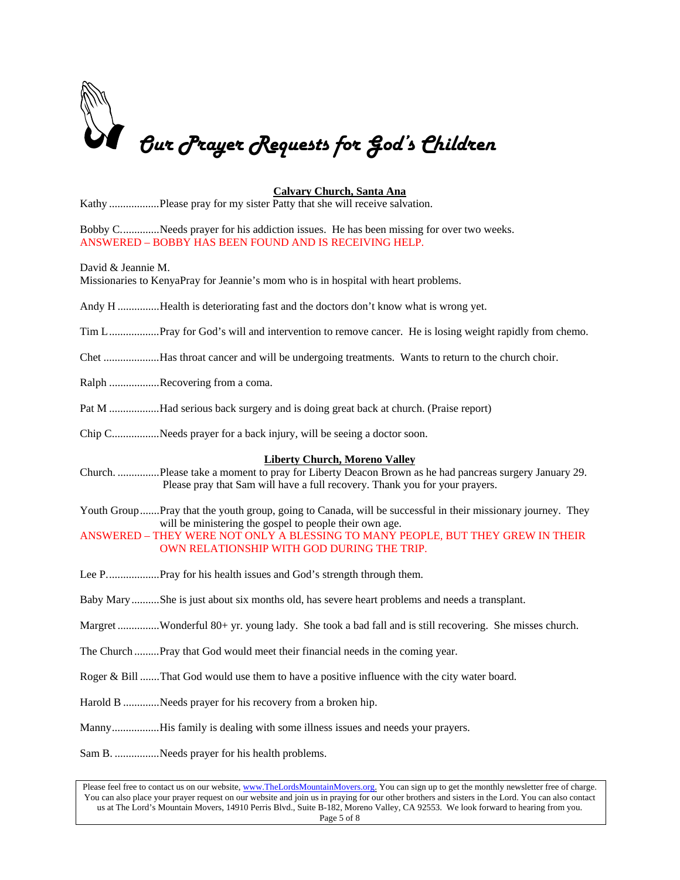// Our Prayer Requests for God's Children

### Calvary Church, Santa Ana

Kathy ..................Please pray for my sister Patty that she will receive salvation.

Bobby C..............Needs prayer for his addiction issues. He has been missing for over two weeks.
ANSWERED – BOBBY HAS BEEN FOUND AND IS RECEIVING HELP.

David & Jeannie M.
Missionaries to KenyaPray for Jeannie's mom who is in hospital with heart problems.

Andy H ...............Health is deteriorating fast and the doctors don't know what is wrong yet.

Tim L..................Pray for God's will and intervention to remove cancer. He is losing weight rapidly from chemo.

Chet ....................Has throat cancer and will be undergoing treatments. Wants to return to the church choir.

Ralph ..................Recovering from a coma.

Pat M ..................Had serious back surgery and is doing great back at church. (Praise report)

Chip C.................Needs prayer for a back injury, will be seeing a doctor soon.

### Liberty Church, Moreno Valley

Church. ...............Please take a moment to pray for Liberty Deacon Brown as he had pancreas surgery January 29. Please pray that Sam will have a full recovery. Thank you for your prayers.

Youth Group.......Pray that the youth group, going to Canada, will be successful in their missionary journey. They will be ministering the gospel to people their own age.
ANSWERED – THEY WERE NOT ONLY A BLESSING TO MANY PEOPLE, BUT THEY GREW IN THEIR OWN RELATIONSHIP WITH GOD DURING THE TRIP.

Lee P...................Pray for his health issues and God's strength through them.

Baby Mary..........She is just about six months old, has severe heart problems and needs a transplant.

Margret ..............Wonderful 80+ yr. young lady. She took a bad fall and is still recovering. She misses church.

The Church .........Pray that God would meet their financial needs in the coming year.

Roger & Bill .......That God would use them to have a positive influence with the city water board.

Harold B .............Needs prayer for his recovery from a broken hip.

Manny.................His family is dealing with some illness issues and needs your prayers.

Sam B. ................Needs prayer for his health problems.

Please feel free to contact us on our website, www.TheLordsMountainMovers.org. You can sign up to get the monthly newsletter free of charge. You can also place your prayer request on our website and join us in praying for our other brothers and sisters in the Lord. You can also contact us at The Lord's Mountain Movers, 14910 Perris Blvd., Suite B-182, Moreno Valley, CA 92553. We look forward to hearing from you.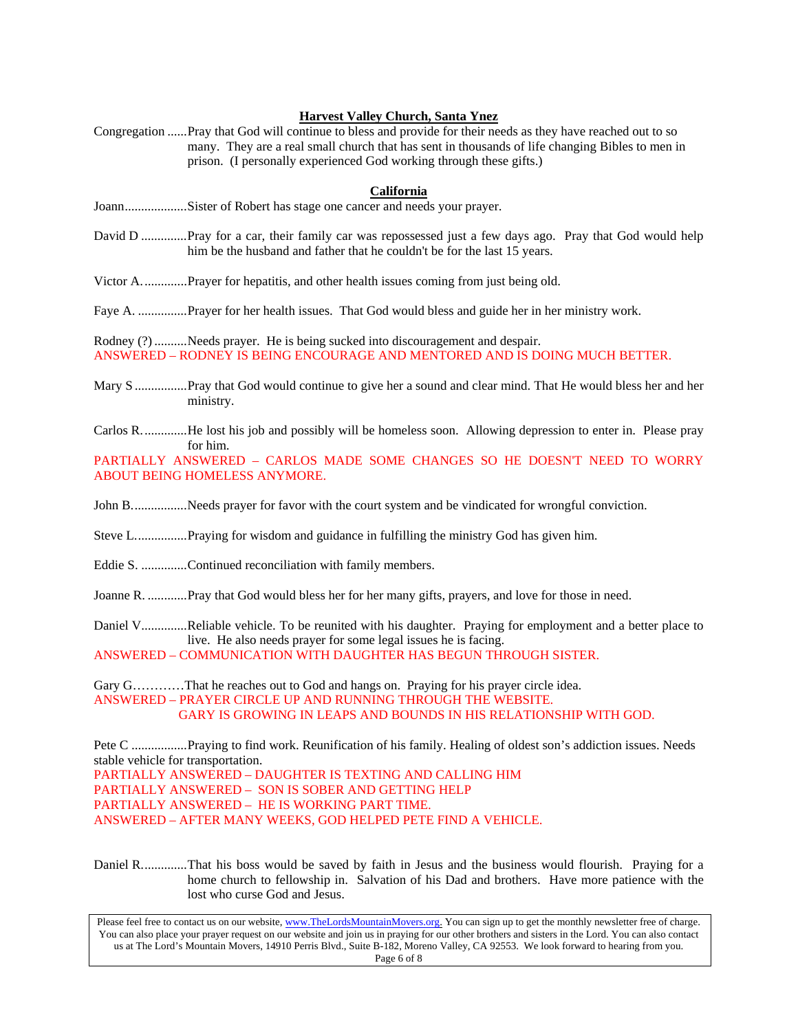**Harvest Valley Church, Santa Ynez**

Congregation ......Pray that God will continue to bless and provide for their needs as they have reached out to so many. They are a real small church that has sent in thousands of life changing Bibles to men in prison. (I personally experienced God working through these gifts.)

**California**

Joann...................Sister of Robert has stage one cancer and needs your prayer.

David D .............Pray for a car, their family car was repossessed just a few days ago. Pray that God would help him be the husband and father that he couldn't be for the last 15 years.

Victor A. ............Prayer for hepatitis, and other health issues coming from just being old.

Faye A. ...............Prayer for her health issues. That God would bless and guide her in her ministry work.

Rodney (?) ..........Needs prayer. He is being sucked into discouragement and despair.
ANSWERED – RODNEY IS BEING ENCOURAGE AND MENTORED AND IS DOING MUCH BETTER.

Mary S ................Pray that God would continue to give her a sound and clear mind. That He would bless her and her ministry.

Carlos R. .............He lost his job and possibly will be homeless soon. Allowing depression to enter in. Please pray for him.
PARTIALLY ANSWERED – CARLOS MADE SOME CHANGES SO HE DOESN'T NEED TO WORRY ABOUT BEING HOMELESS ANYMORE.

John B. ...............Needs prayer for favor with the court system and be vindicated for wrongful conviction.

Steve L. ...............Praying for wisdom and guidance in fulfilling the ministry God has given him.

Eddie S. ..............Continued reconciliation with family members.

Joanne R. ............Pray that God would bless her for her many gifts, prayers, and love for those in need.

Daniel V..............Reliable vehicle. To be reunited with his daughter. Praying for employment and a better place to live. He also needs prayer for some legal issues he is facing.
ANSWERED – COMMUNICATION WITH DAUGHTER HAS BEGUN THROUGH SISTER.

Gary G…………That he reaches out to God and hangs on. Praying for his prayer circle idea.
ANSWERED – PRAYER CIRCLE UP AND RUNNING THROUGH THE WEBSITE.
GARY IS GROWING IN LEAPS AND BOUNDS IN HIS RELATIONSHIP WITH GOD.

Pete C .................Praying to find work. Reunification of his family. Healing of oldest son's addiction issues. Needs stable vehicle for transportation.
PARTIALLY ANSWERED – DAUGHTER IS TEXTING AND CALLING HIM
PARTIALLY ANSWERED – SON IS SOBER AND GETTING HELP
PARTIALLY ANSWERED – HE IS WORKING PART TIME.
ANSWERED – AFTER MANY WEEKS, GOD HELPED PETE FIND A VEHICLE.

Daniel R..............That his boss would be saved by faith in Jesus and the business would flourish. Praying for a home church to fellowship in. Salvation of his Dad and brothers. Have more patience with the lost who curse God and Jesus.

Please feel free to contact us on our website, www.TheLordsMountainMovers.org. You can sign up to get the monthly newsletter free of charge. You can also place your prayer request on our website and join us in praying for our other brothers and sisters in the Lord. You can also contact us at The Lord's Mountain Movers, 14910 Perris Blvd., Suite B-182, Moreno Valley, CA 92553. We look forward to hearing from you.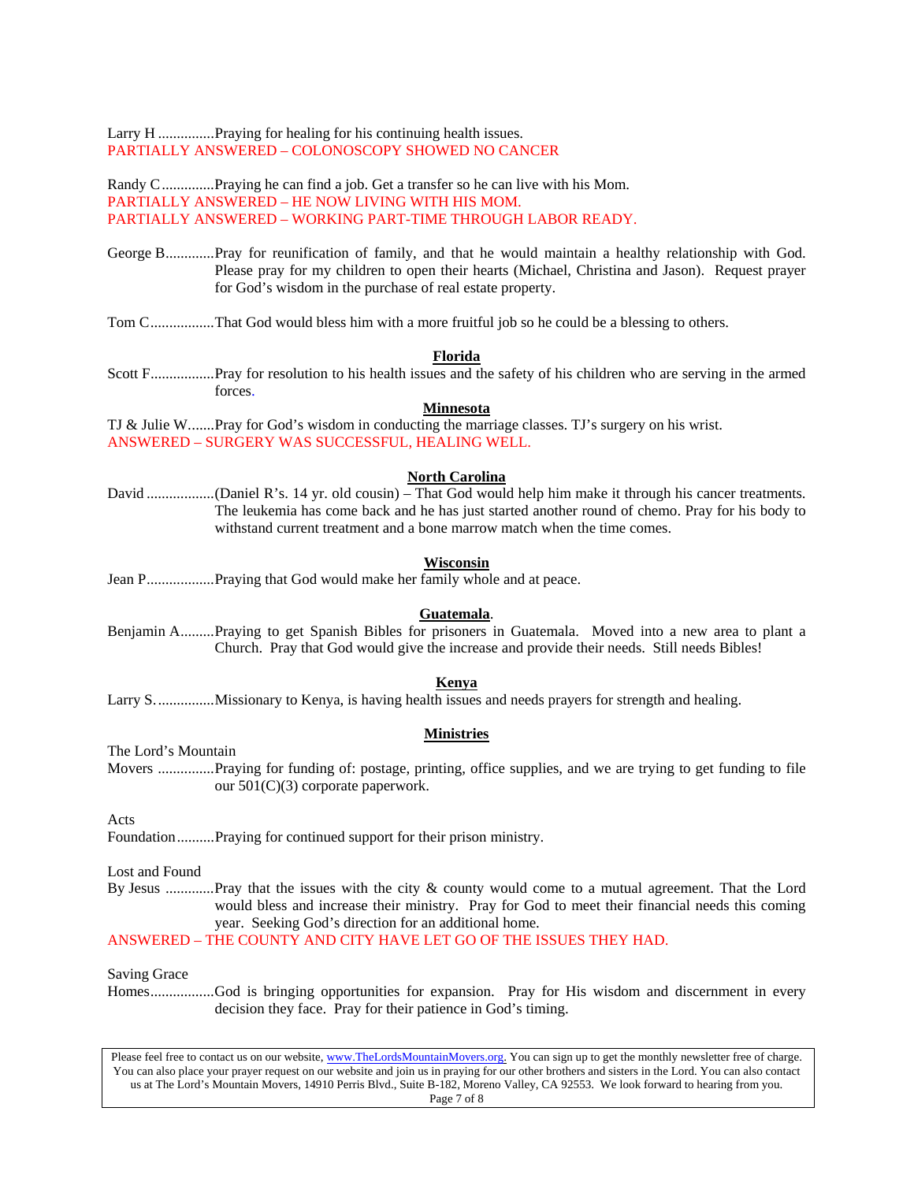Larry H ...............Praying for healing for his continuing health issues.
PARTIALLY ANSWERED – COLONOSCOPY SHOWED NO CANCER

Randy C ..............Praying he can find a job. Get a transfer so he can live with his Mom.
PARTIALLY ANSWERED – HE NOW LIVING WITH HIS MOM.
PARTIALLY ANSWERED – WORKING PART-TIME THROUGH LABOR READY.

George B.............Pray for reunification of family, and that he would maintain a healthy relationship with God. Please pray for my children to open their hearts (Michael, Christina and Jason). Request prayer for God's wisdom in the purchase of real estate property.

Tom C.................That God would bless him with a more fruitful job so he could be a blessing to others.

**Florida**

Scott F.................Pray for resolution to his health issues and the safety of his children who are serving in the armed forces.

**Minnesota**

TJ & Julie W.......Pray for God's wisdom in conducting the marriage classes. TJ's surgery on his wrist.
ANSWERED – SURGERY WAS SUCCESSFUL, HEALING WELL.

**North Carolina**

David ..................(Daniel R's. 14 yr. old cousin) – That God would help him make it through his cancer treatments. The leukemia has come back and he has just started another round of chemo. Pray for his body to withstand current treatment and a bone marrow match when the time comes.

**Wisconsin**

Jean P..................Praying that God would make her family whole and at peace.

**Guatemala**.

Benjamin A.........Praying to get Spanish Bibles for prisoners in Guatemala. Moved into a new area to plant a Church. Pray that God would give the increase and provide their needs. Still needs Bibles!

**Kenya**

Larry S. ...............Missionary to Kenya, is having health issues and needs prayers for strength and healing.

**Ministries**

The Lord's Mountain Movers ...............Praying for funding of: postage, printing, office supplies, and we are trying to get funding to file our 501(C)(3) corporate paperwork.

Acts Foundation..........Praying for continued support for their prison ministry.

Lost and Found By Jesus .............Pray that the issues with the city & county would come to a mutual agreement. That the Lord would bless and increase their ministry. Pray for God to meet their financial needs this coming year. Seeking God's direction for an additional home.
ANSWERED – THE COUNTY AND CITY HAVE LET GO OF THE ISSUES THEY HAD.

Saving Grace Homes.................God is bringing opportunities for expansion. Pray for His wisdom and discernment in every decision they face. Pray for their patience in God's timing.

Please feel free to contact us on our website, www.TheLordsMountainMovers.org. You can sign up to get the monthly newsletter free of charge. You can also place your prayer request on our website and join us in praying for our other brothers and sisters in the Lord. You can also contact us at The Lord's Mountain Movers, 14910 Perris Blvd., Suite B-182, Moreno Valley, CA 92553. We look forward to hearing from you.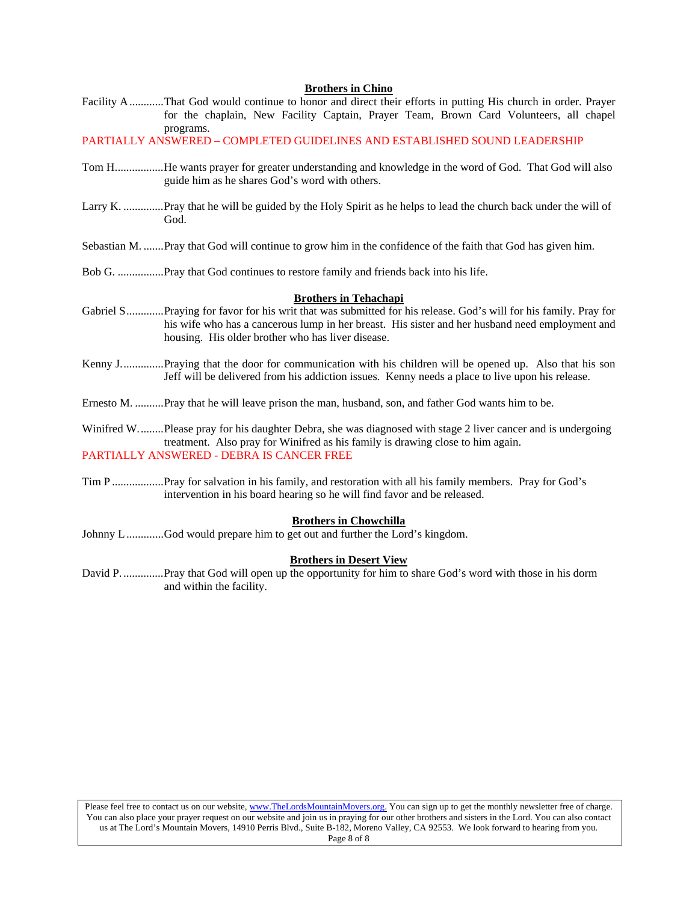## Brothers in Chino

Facility A ............That God would continue to honor and direct their efforts in putting His church in order. Prayer for the chaplain, New Facility Captain, Prayer Team, Brown Card Volunteers, all chapel programs.

PARTIALLY ANSWERED – COMPLETED GUIDELINES AND ESTABLISHED SOUND LEADERSHIP

Tom H.................He wants prayer for greater understanding and knowledge in the word of God. That God will also guide him as he shares God's word with others.

Larry K. ..............Pray that he will be guided by the Holy Spirit as he helps to lead the church back under the will of God.

Sebastian M. .......Pray that God will continue to grow him in the confidence of the faith that God has given him.

Bob G. ................Pray that God continues to restore family and friends back into his life.

## Brothers in Tehachapi

Gabriel S.............Praying for favor for his writ that was submitted for his release. God's will for his family. Pray for his wife who has a cancerous lump in her breast. His sister and her husband need employment and housing. His older brother who has liver disease.

Kenny J...............Praying that the door for communication with his children will be opened up. Also that his son Jeff will be delivered from his addiction issues. Kenny needs a place to live upon his release.

Ernesto M. ..........Pray that he will leave prison the man, husband, son, and father God wants him to be.

Winifred W.........Please pray for his daughter Debra, she was diagnosed with stage 2 liver cancer and is undergoing treatment. Also pray for Winifred as his family is drawing close to him again.

PARTIALLY ANSWERED - DEBRA IS CANCER FREE

Tim P ..................Pray for salvation in his family, and restoration with all his family members. Pray for God's intervention in his board hearing so he will find favor and be released.

## Brothers in Chowchilla

Johnny L .............God would prepare him to get out and further the Lord's kingdom.

## Brothers in Desert View

David P...............Pray that God will open up the opportunity for him to share God's word with those in his dorm and within the facility.

Please feel free to contact us on our website, www.TheLordsMountainMovers.org. You can sign up to get the monthly newsletter free of charge. You can also place your prayer request on our website and join us in praying for our other brothers and sisters in the Lord. You can also contact us at The Lord's Mountain Movers, 14910 Perris Blvd., Suite B-182, Moreno Valley, CA 92553. We look forward to hearing from you.